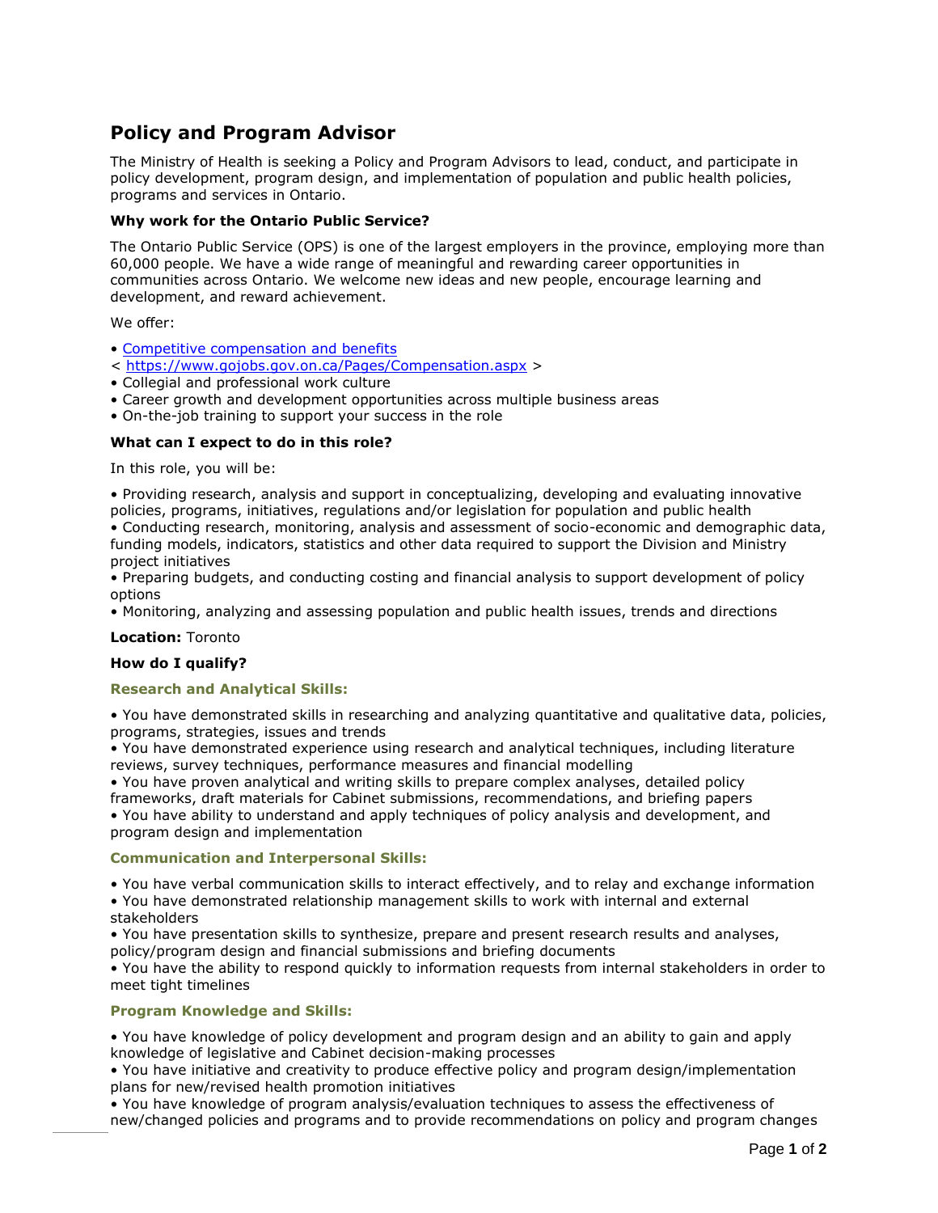# Policy and Program Advisor

The Ministry of Health is seeking a Policy and Program Advisors to lead, conduct, and participate in policy development, program design, and implementation of population and public health policies, programs and services in Ontario.

**Why work for the Ontario Public Service?**

The Ontario Public Service (OPS) is one of the largest employers in the province, employing more than 60,000 people. We have a wide range of meaningful and rewarding career opportunities in communities across Ontario. We welcome new ideas and new people, encourage learning and development, and reward achievement.

We offer:

- [Competitive compensation and benefits](https://www.gojobs.gov.on.ca/Pages/Compensation.aspx) < https://www.gojobs.gov.on.ca/Pages/Compensation.aspx >
- Collegial and professional work culture
- Career growth and development opportunities across multiple business areas
- On-the-job training to support your success in the role

**What can I expect to do in this role?**

In this role, you will be:

- Providing research, analysis and support in conceptualizing, developing and evaluating innovative policies, programs, initiatives, regulations and/or legislation for population and public health
- Conducting research, monitoring, analysis and assessment of socio-economic and demographic data, funding models, indicators, statistics and other data required to support the Division and Ministry project initiatives
- Preparing budgets, and conducting costing and financial analysis to support development of policy options
- Monitoring, analyzing and assessing population and public health issues, trends and directions

**Location:** Toronto

**How do I qualify?**

**Research and Analytical Skills:**

- You have demonstrated skills in researching and analyzing quantitative and qualitative data, policies, programs, strategies, issues and trends
- You have demonstrated experience using research and analytical techniques, including literature reviews, survey techniques, performance measures and financial modelling
- You have proven analytical and writing skills to prepare complex analyses, detailed policy frameworks, draft materials for Cabinet submissions, recommendations, and briefing papers
- You have ability to understand and apply techniques of policy analysis and development, and program design and implementation

**Communication and Interpersonal Skills:**

- You have verbal communication skills to interact effectively, and to relay and exchange information
- You have demonstrated relationship management skills to work with internal and external stakeholders
- You have presentation skills to synthesize, prepare and present research results and analyses, policy/program design and financial submissions and briefing documents
- You have the ability to respond quickly to information requests from internal stakeholders in order to meet tight timelines

**Program Knowledge and Skills:**

- You have knowledge of policy development and program design and an ability to gain and apply knowledge of legislative and Cabinet decision-making processes
- You have initiative and creativity to produce effective policy and program design/implementation plans for new/revised health promotion initiatives
- You have knowledge of program analysis/evaluation techniques to assess the effectiveness of new/changed policies and programs and to provide recommendations on policy and program changes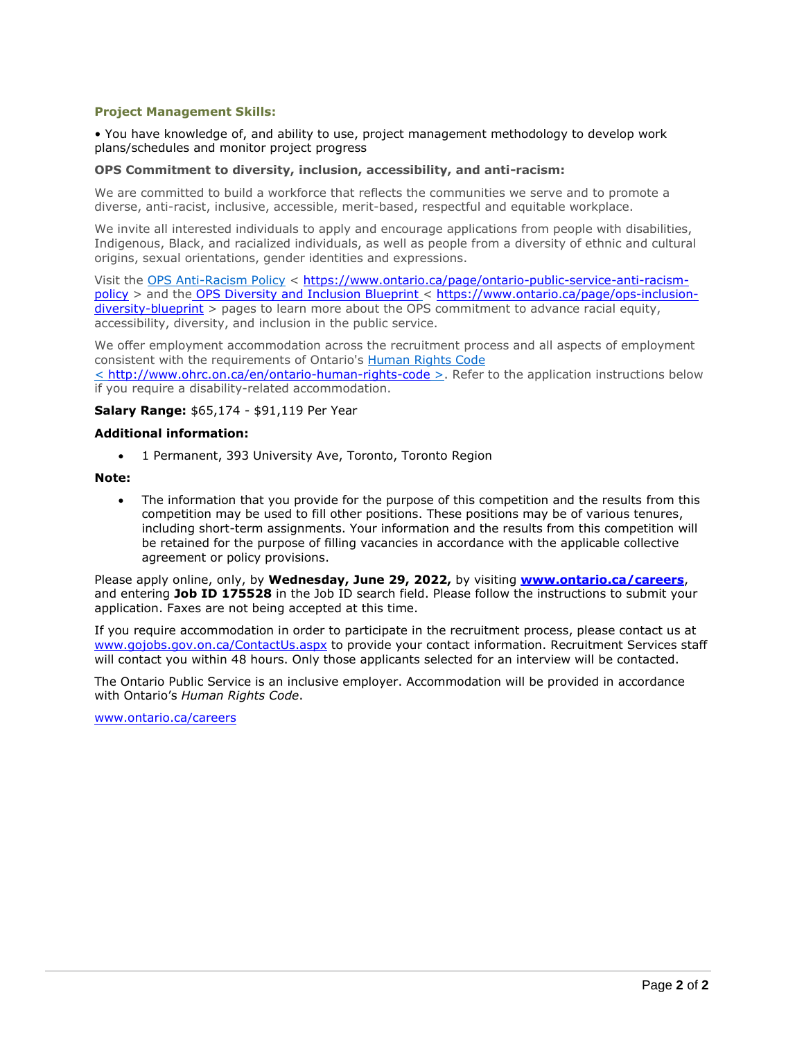### Project Management Skills:

• You have knowledge of, and ability to use, project management methodology to develop work plans/schedules and monitor project progress

**OPS Commitment to diversity, inclusion, accessibility, and anti-racism:**

We are committed to build a workforce that reflects the communities we serve and to promote a diverse, anti-racist, inclusive, accessible, merit-based, respectful and equitable workplace.

We invite all interested individuals to apply and encourage applications from people with disabilities, Indigenous, Black, and racialized individuals, as well as people from a diversity of ethnic and cultural origins, sexual orientations, gender identities and expressions.

Visit the [OPS Anti-Racism Policy](https://www.ontario.ca/page/ontario-public-service-anti-racism-policy) < https://www.ontario.ca/page/ontario-public-service-anti-racism-policy > and the [OPS Diversity and Inclusion Blueprint](https://www.ontario.ca/page/ops-inclusion-diversity-blueprint) < https://www.ontario.ca/page/ops-inclusion-diversity-blueprint > pages to learn more about the OPS commitment to advance racial equity, accessibility, diversity, and inclusion in the public service.

We offer employment accommodation across the recruitment process and all aspects of employment consistent with the requirements of Ontario's [Human Rights Code](http://www.ohrc.on.ca/en/ontario-human-rights-code) < http://www.ohrc.on.ca/en/ontario-human-rights-code >. Refer to the application instructions below if you require a disability-related accommodation.

**Salary Range:** $65,174 - $91,119 Per Year

**Additional information:**

- 1 Permanent, 393 University Ave, Toronto, Toronto Region

**Note:**

- The information that you provide for the purpose of this competition and the results from this competition may be used to fill other positions. These positions may be of various tenures, including short-term assignments. Your information and the results from this competition will be retained for the purpose of filling vacancies in accordance with the applicable collective agreement or policy provisions.

Please apply online, only, by **Wednesday, June 29, 2022,** by visiting **[www.ontario.ca/careers](http://www.ontario.ca/careers)**, and entering **Job ID 175528** in the Job ID search field. Please follow the instructions to submit your application. Faxes are not being accepted at this time.

If you require accommodation in order to participate in the recruitment process, please contact us at [www.gojobs.gov.on.ca/ContactUs.aspx](http://www.gojobs.gov.on.ca/ContactUs.aspx) to provide your contact information. Recruitment Services staff will contact you within 48 hours. Only those applicants selected for an interview will be contacted.

The Ontario Public Service is an inclusive employer. Accommodation will be provided in accordance with Ontario's *Human Rights Code*.

[www.ontario.ca/careers](http://www.ontario.ca/careers)